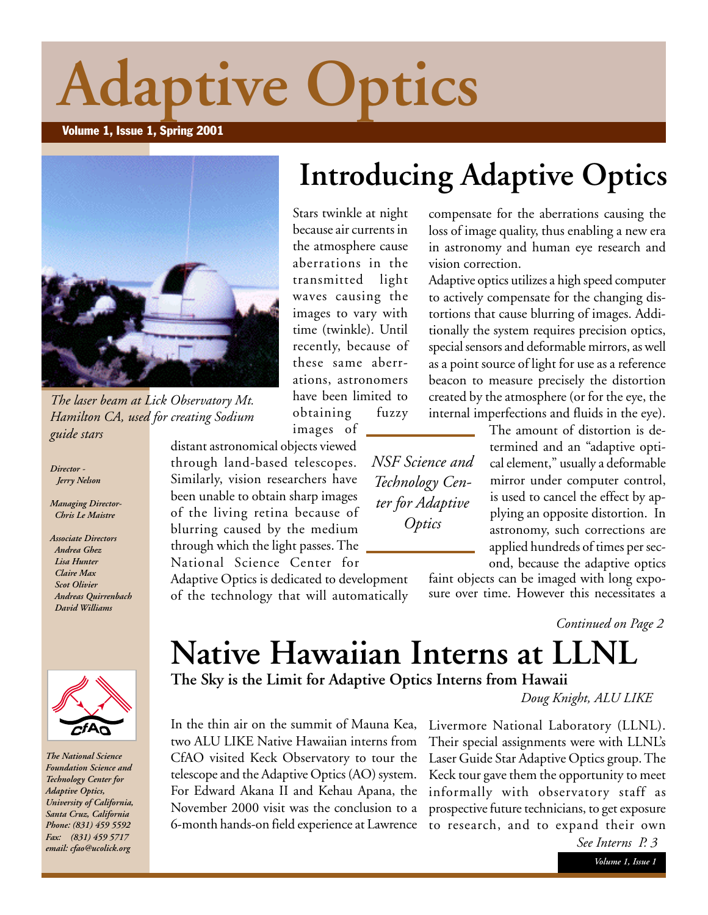# Adaptive Optics

Volume 1, Issue 1, Spring 2001

*The laser beam at Lick Observatory Mt. Hamilton CA, used for creating Sodium guide stars*

*Director -*
*Jerry Nelson*

*Managing Director-*
*Chris Le Maistre*

*Associate Directors*
*Andrea Ghez*
*Lisa Hunter*
*Claire Max*
*Scot Olivier*
*Andreas Quirrenbach*
*David Williams*

*The National Science Foundation Science and Technology Center for Adaptive Optics, University of California, Santa Cruz, California*
*Phone: (831) 459 5592*
*Fax: (831) 459 5717*
*email: cfao@ucolick.org*

## Introducing Adaptive Optics

Stars twinkle at night because air currents in the atmosphere cause aberrations in the transmitted light waves causing the images to vary with time (twinkle). Until recently, because of these same aberrations, astronomers have been limited to obtaining fuzzy images of distant astronomical objects viewed through land-based telescopes. Similarly, vision researchers have been unable to obtain sharp images of the living retina because of blurring caused by the medium through which the light passes. The National Science Center for Adaptive Optics is dedicated to development of the technology that will automatically compensate for the aberrations causing the loss of image quality, thus enabling a new era in astronomy and human eye research and vision correction.

*NSF Science and Technology Center for Adaptive Optics*

Adaptive optics utilizes a high speed computer to actively compensate for the changing distortions that cause blurring of images. Additionally the system requires precision optics, special sensors and deformable mirrors, as well as a point source of light for use as a reference beacon to measure precisely the distortion created by the atmosphere (or for the eye, the internal imperfections and fluids in the eye).

The amount of distortion is determined and an "adaptive optical element," usually a deformable mirror under computer control, is used to cancel the effect by applying an opposite distortion. In astronomy, such corrections are applied hundreds of times per second, because the adaptive optics faint objects can be imaged with long exposure over time. However this necessitates a

*Continued on Page 2*

## Native Hawaiian Interns at LLNL

### The Sky is the Limit for Adaptive Optics Interns from Hawaii

*Doug Knight, ALU LIKE*

In the thin air on the summit of Mauna Kea, two ALU LIKE Native Hawaiian interns from CfAO visited Keck Observatory to tour the telescope and the Adaptive Optics (AO) system. For Edward Akana II and Kehau Apana, the November 2000 visit was the conclusion to a 6-month hands-on field experience at Lawrence Livermore National Laboratory (LLNL). Their special assignments were with LLNL's Laser Guide Star Adaptive Optics group. The Keck tour gave them the opportunity to meet informally with observatory staff as prospective future technicians, to get exposure to research, and to expand their own

*See Interns P. 3*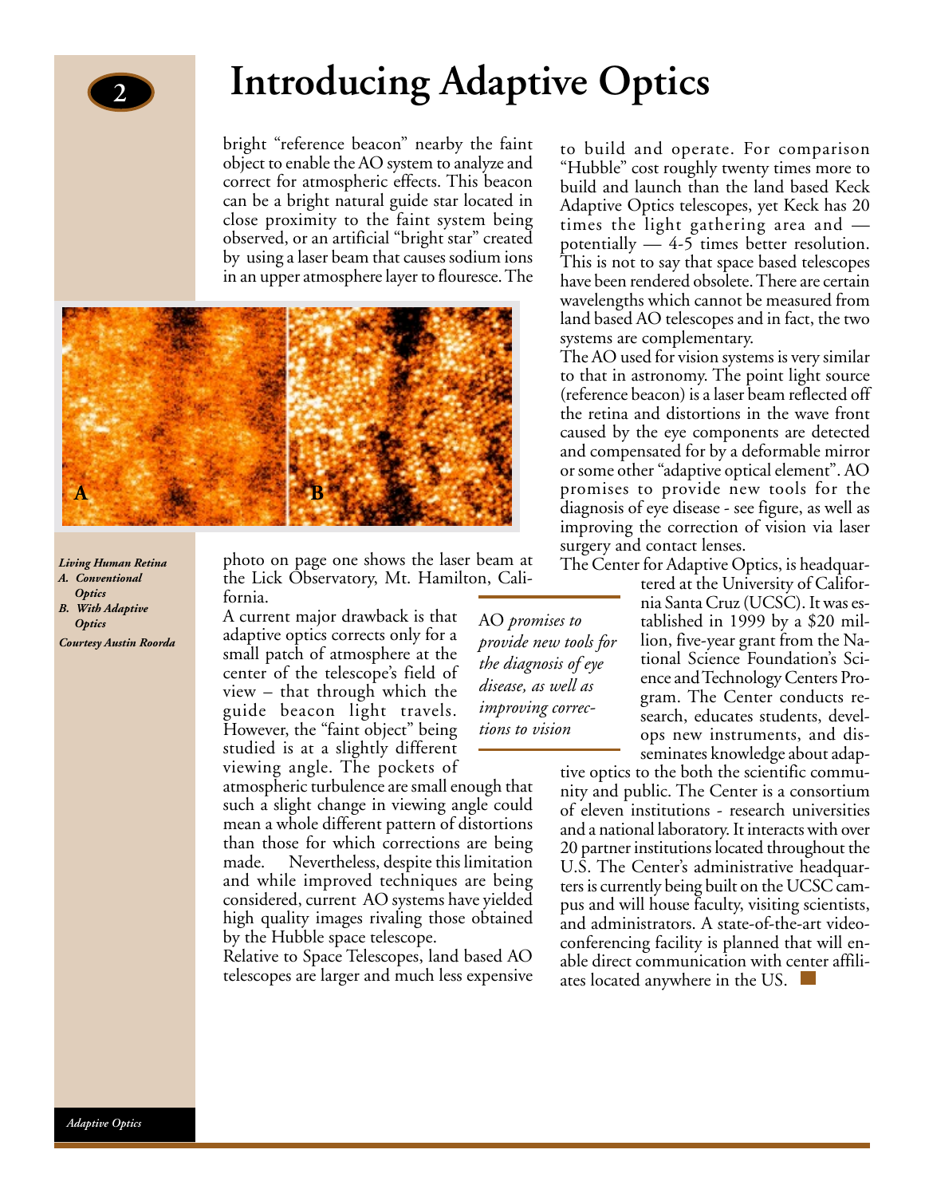# Introducing Adaptive Optics

bright "reference beacon" nearby the faint object to enable the AO system to analyze and correct for atmospheric effects. This beacon can be a bright natural guide star located in close proximity to the faint system being observed, or an artificial "bright star" created by using a laser beam that causes sodium ions in an upper atmosphere layer to flouresce. The photo on page one shows the laser beam at the Lick Observatory, Mt. Hamilton, California.

*Living Human Retina*
*A. Conventional Optics*
*B. With Adaptive Optics*
*Courtesy Austin Roorda*

A current major drawback is that adaptive optics corrects only for a small patch of atmosphere at the center of the telescope's field of view – that through which the guide beacon light travels. However, the "faint object" being studied is at a slightly different viewing angle. The pockets of atmospheric turbulence are small enough that such a slight change in viewing angle could mean a whole different pattern of distortions than those for which corrections are being made. Nevertheless, despite this limitation and while improved techniques are being considered, current AO systems have yielded high quality images rivaling those obtained by the Hubble space telescope.

> AO *promises to provide new tools for the diagnosis of eye disease, as well as improving corrections to vision*

Relative to Space Telescopes, land based AO telescopes are larger and much less expensive to build and operate. For comparison "Hubble" cost roughly twenty times more to build and launch than the land based Keck Adaptive Optics telescopes, yet Keck has 20 times the light gathering area and — potentially — 4-5 times better resolution. This is not to say that space based telescopes have been rendered obsolete. There are certain wavelengths which cannot be measured from land based AO telescopes and in fact, the two systems are complementary.

The AO used for vision systems is very similar to that in astronomy. The point light source (reference beacon) is a laser beam reflected off the retina and distortions in the wave front caused by the eye components are detected and compensated for by a deformable mirror or some other "adaptive optical element". AO promises to provide new tools for the diagnosis of eye disease - see figure, as well as improving the correction of vision via laser surgery and contact lenses.

The Center for Adaptive Optics, is headquartered at the University of California Santa Cruz (UCSC). It was established in 1999 by a $20 million, five-year grant from the National Science Foundation's Science and Technology Centers Program. The Center conducts research, educates students, develops new instruments, and disseminates knowledge about adaptive optics to the both the scientific community and public. The Center is a consortium of eleven institutions - research universities and a national laboratory. It interacts with over 20 partner institutions located throughout the U.S. The Center's administrative headquarters is currently being built on the UCSC campus and will house faculty, visiting scientists, and administrators. A state-of-the-art video-conferencing facility is planned that will enable direct communication with center affiliates located anywhere in the US.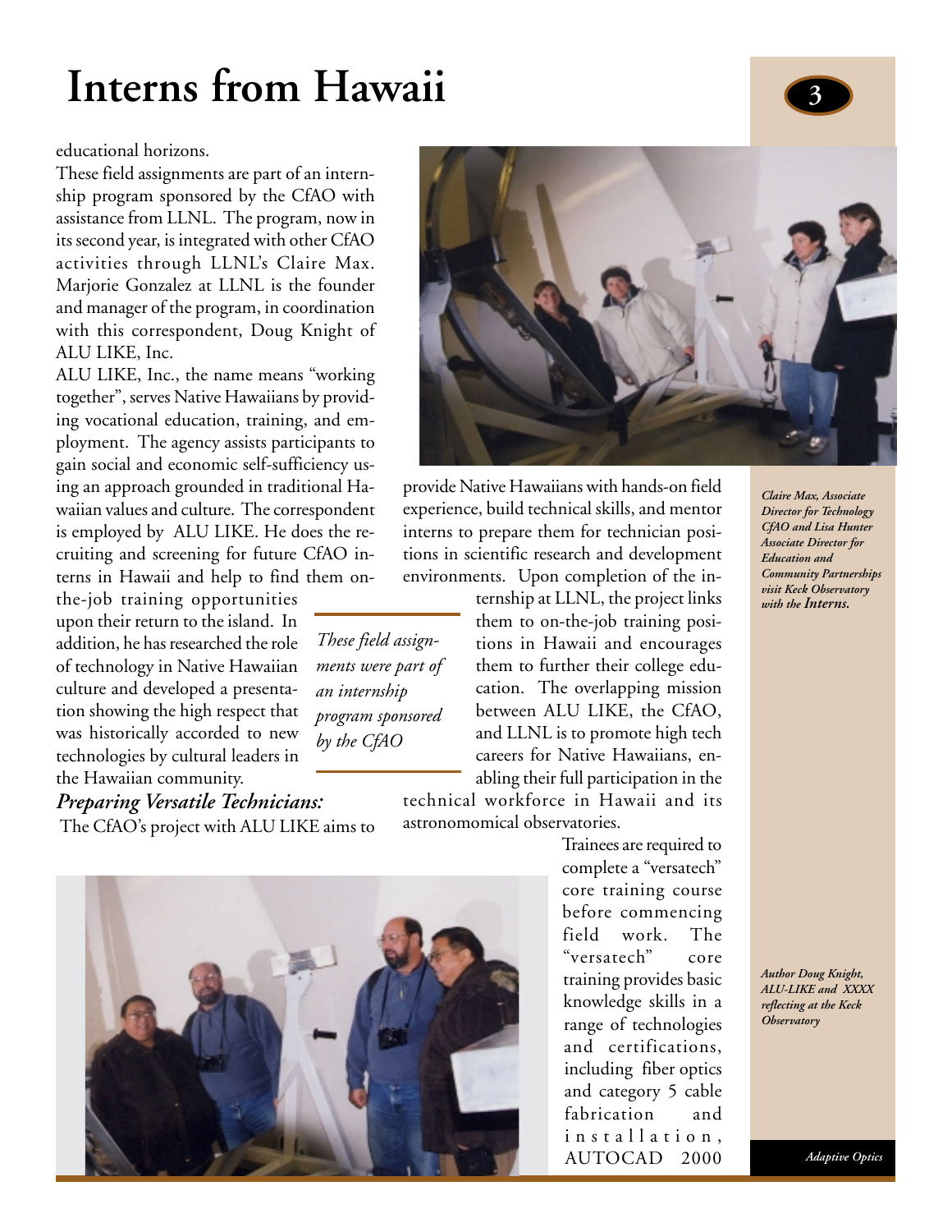# Interns from Hawaii

educational horizons.

These field assignments are part of an internship program sponsored by the CfAO with assistance from LLNL. The program, now in its second year, is integrated with other CfAO activities through LLNL's Claire Max. Marjorie Gonzalez at LLNL is the founder and manager of the program, in coordination with this correspondent, Doug Knight of ALU LIKE, Inc.

ALU LIKE, Inc., the name means "working together", serves Native Hawaiians by providing vocational education, training, and employment. The agency assists participants to gain social and economic self-sufficiency using an approach grounded in traditional Hawaiian values and culture. The correspondent is employed by ALU LIKE. He does the recruiting and screening for future CfAO interns in Hawaii and help to find them on-the-job training opportunities upon their return to the island. In addition, he has researched the role of technology in Native Hawaiian culture and developed a presentation showing the high respect that was historically accorded to new technologies by cultural leaders in the Hawaiian community.

*These field assignments were part of an internship program sponsored by the CfAO*

### *Preparing Versatile Technicians:*

The CfAO's project with ALU LIKE aims to provide Native Hawaiians with hands-on field experience, build technical skills, and mentor interns to prepare them for technician positions in scientific research and development environments. Upon completion of the internship at LLNL, the project links them to on-the-job training positions in Hawaii and encourages them to further their college education. The overlapping mission between ALU LIKE, the CfAO, and LLNL is to promote high tech careers for Native Hawaiians, enabling their full participation in the technical workforce in Hawaii and its astronomomical observatories.

*Claire Max, Associate Director for Technology CfAO and Lisa Hunter Associate Director for Education and Community Partnerships visit Keck Observatory with the **Interns.***

Trainees are required to complete a "versatech" core training course before commencing field work. The "versatech" core training provides basic knowledge skills in a range of technologies and certifications, including fiber optics and category 5 cable fabrication and installation, AUTOCAD 2000

*Author Doug Knight, ALU-LIKE and XXXX reflecting at the Keck Observatory*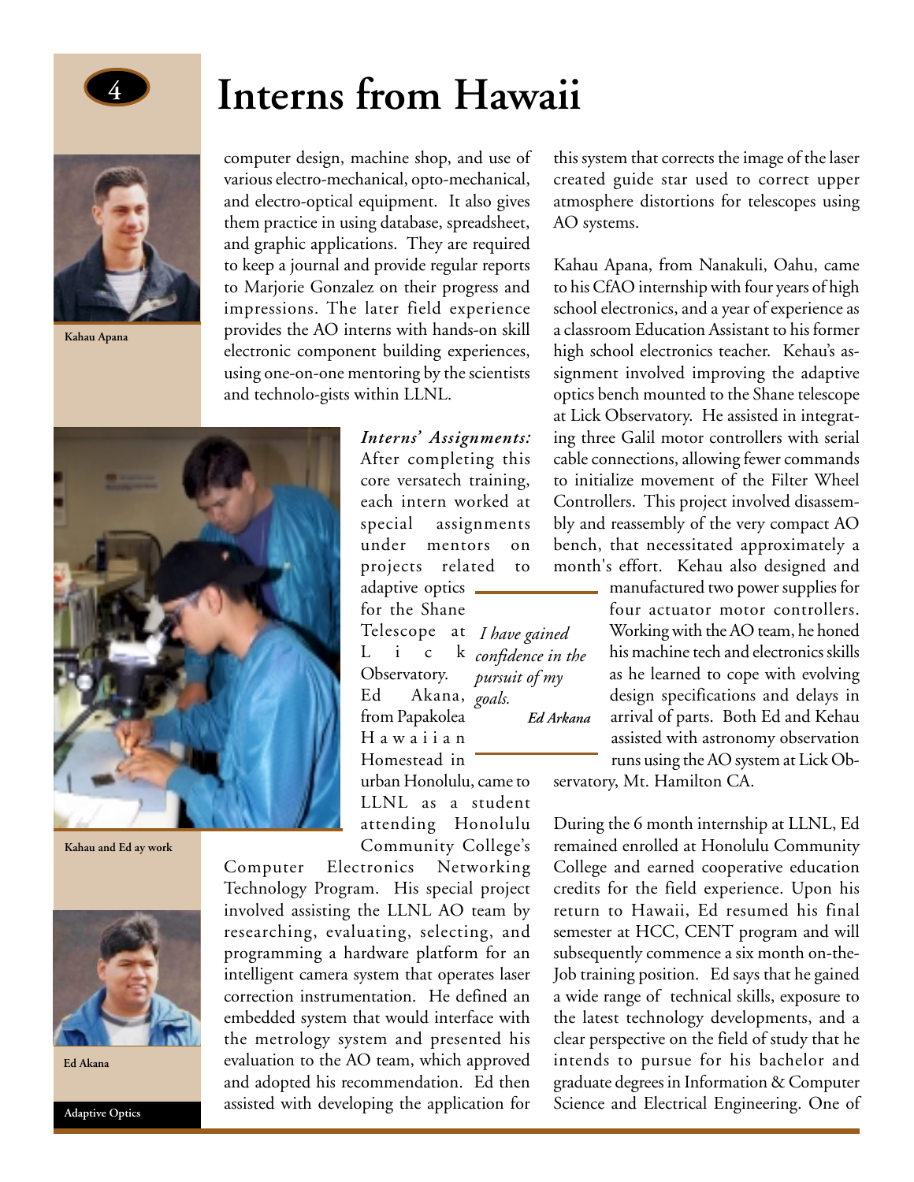# Interns from Hawaii

Kahau Apana

computer design, machine shop, and use of various electro-mechanical, opto-mechanical, and electro-optical equipment. It also gives them practice in using database, spreadsheet, and graphic applications. They are required to keep a journal and provide regular reports to Marjorie Gonzalez on their progress and impressions. The later field experience provides the AO interns with hands-on skill electronic component building experiences, using one-on-one mentoring by the scientists and technolo-gists within LLNL.

Kahau and Ed ay work

***Interns' Assignments:*** After completing this core versatech training, each intern worked at special assignments under mentors on projects related to adaptive optics for the Shane Telescope at Lick Observatory. Ed Akana, from Papakolea Hawaiian Homestead in urban Honolulu, came to LLNL as a student attending Honolulu Community College's Computer Electronics Networking Technology Program. His special project involved assisting the LLNL AO team by researching, evaluating, selecting, and programming a hardware platform for an intelligent camera system that operates laser correction instrumentation. He defined an embedded system that would interface with the metrology system and presented his evaluation to the AO team, which approved and adopted his recommendation. Ed then assisted with developing the application for this system that corrects the image of the laser created guide star used to correct upper atmosphere distortions for telescopes using AO systems.

> *I have gained confidence in the pursuit of my goals.*
>
> ***Ed Arkana***

Kahau Apana, from Nanakuli, Oahu, came to his CfAO internship with four years of high school electronics, and a year of experience as a classroom Education Assistant to his former high school electronics teacher. Kehau's assignment involved improving the adaptive optics bench mounted to the Shane telescope at Lick Observatory. He assisted in integrating three Galil motor controllers with serial cable connections, allowing fewer commands to initialize movement of the Filter Wheel Controllers. This project involved disassembly and reassembly of the very compact AO bench, that necessitated approximately a month's effort. Kehau also designed and manufactured two power supplies for four actuator motor controllers. Working with the AO team, he honed his machine tech and electronics skills as he learned to cope with evolving design specifications and delays in arrival of parts. Both Ed and Kehau assisted with astronomy observation runs using the AO system at Lick Observatory, Mt. Hamilton CA.

Ed Akana

During the 6 month internship at LLNL, Ed remained enrolled at Honolulu Community College and earned cooperative education credits for the field experience. Upon his return to Hawaii, Ed resumed his final semester at HCC, CENT program and will subsequently commence a six month on-the-Job training position. Ed says that he gained a wide range of technical skills, exposure to the latest technology developments, and a clear perspective on the field of study that he intends to pursue for his bachelor and graduate degrees in Information & Computer Science and Electrical Engineering. One of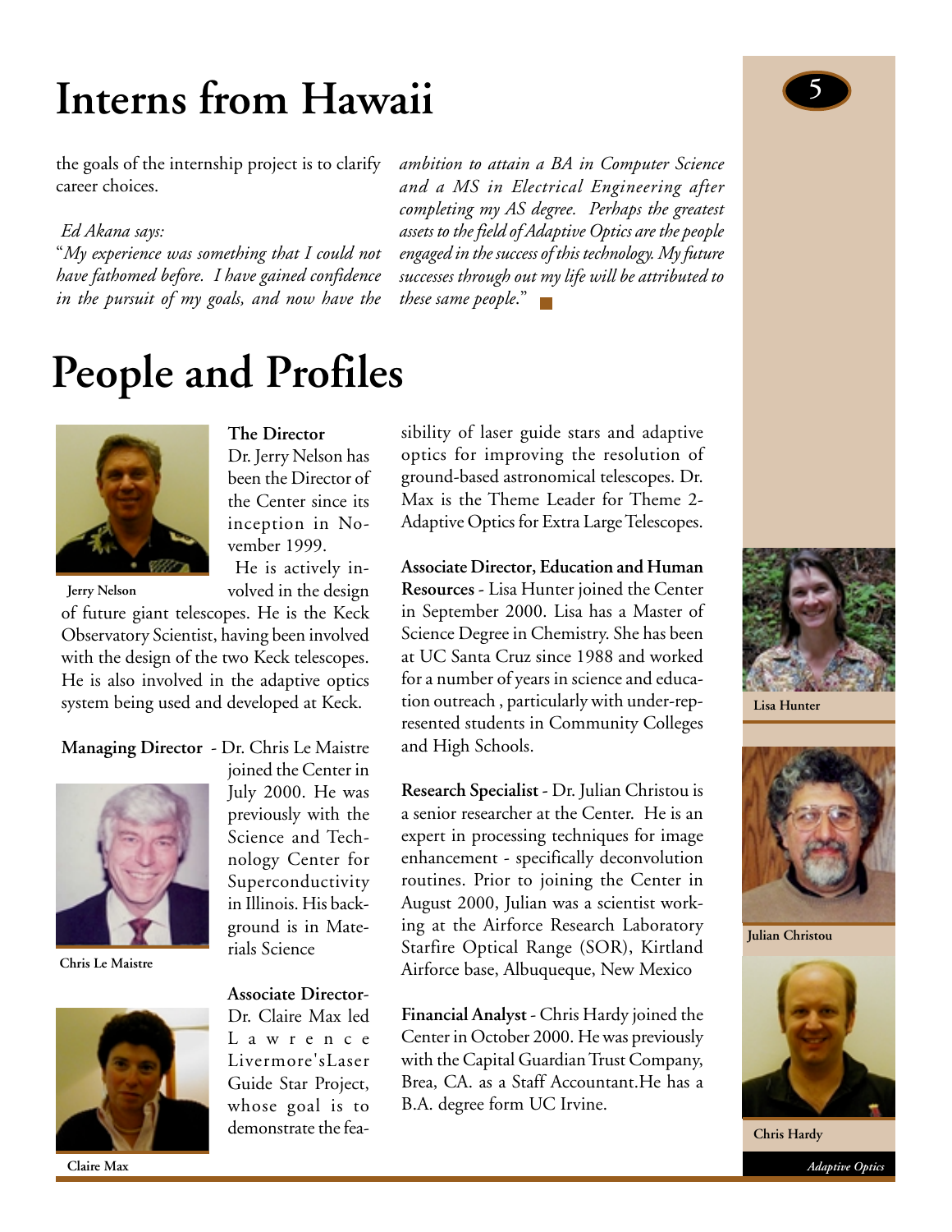# Interns from Hawaii

the goals of the internship project is to clarify career choices.

*Ed Akana says:*

"*My experience was something that I could not have fathomed before. I have gained confidence in the pursuit of my goals, and now have the ambition to attain a BA in Computer Science and a MS in Electrical Engineering after completing my AS degree. Perhaps the greatest assets to the field of Adaptive Optics are the people engaged in the success of this technology. My future successes through out my life will be attributed to these same people.*"

# People and Profiles

Jerry Nelson

**The Director**
Dr. Jerry Nelson has been the Director of the Center since its inception in November 1999.
He is actively involved in the design of future giant telescopes. He is the Keck Observatory Scientist, having been involved with the design of the two Keck telescopes. He is also involved in the adaptive optics system being used and developed at Keck.

**Managing Director** - Dr. Chris Le Maistre joined the Center in July 2000. He was previously with the Science and Technology Center for Superconductivity in Illinois. His background is in Materials Science

Chris Le Maistre

**Associate Director**- Dr. Claire Max led Lawrence Livermore's Laser Guide Star Project, whose goal is to demonstrate the feasibility of laser guide stars and adaptive optics for improving the resolution of ground-based astronomical telescopes. Dr. Max is the Theme Leader for Theme 2- Adaptive Optics for Extra Large Telescopes.

Claire Max

**Associate Director, Education and Human Resources** - Lisa Hunter joined the Center in September 2000. Lisa has a Master of Science Degree in Chemistry. She has been at UC Santa Cruz since 1988 and worked for a number of years in science and education outreach , particularly with under-represented students in Community Colleges and High Schools.

Lisa Hunter

**Research Specialist** - Dr. Julian Christou is a senior researcher at the Center. He is an expert in processing techniques for image enhancement - specifically deconvolution routines. Prior to joining the Center in August 2000, Julian was a scientist working at the Airforce Research Laboratory Starfire Optical Range (SOR), Kirtland Airforce base, Albuqueque, New Mexico

Julian Christou

**Financial Analyst** - Chris Hardy joined the Center in October 2000. He was previously with the Capital Guardian Trust Company, Brea, CA. as a Staff Accountant.He has a B.A. degree form UC Irvine.

Chris Hardy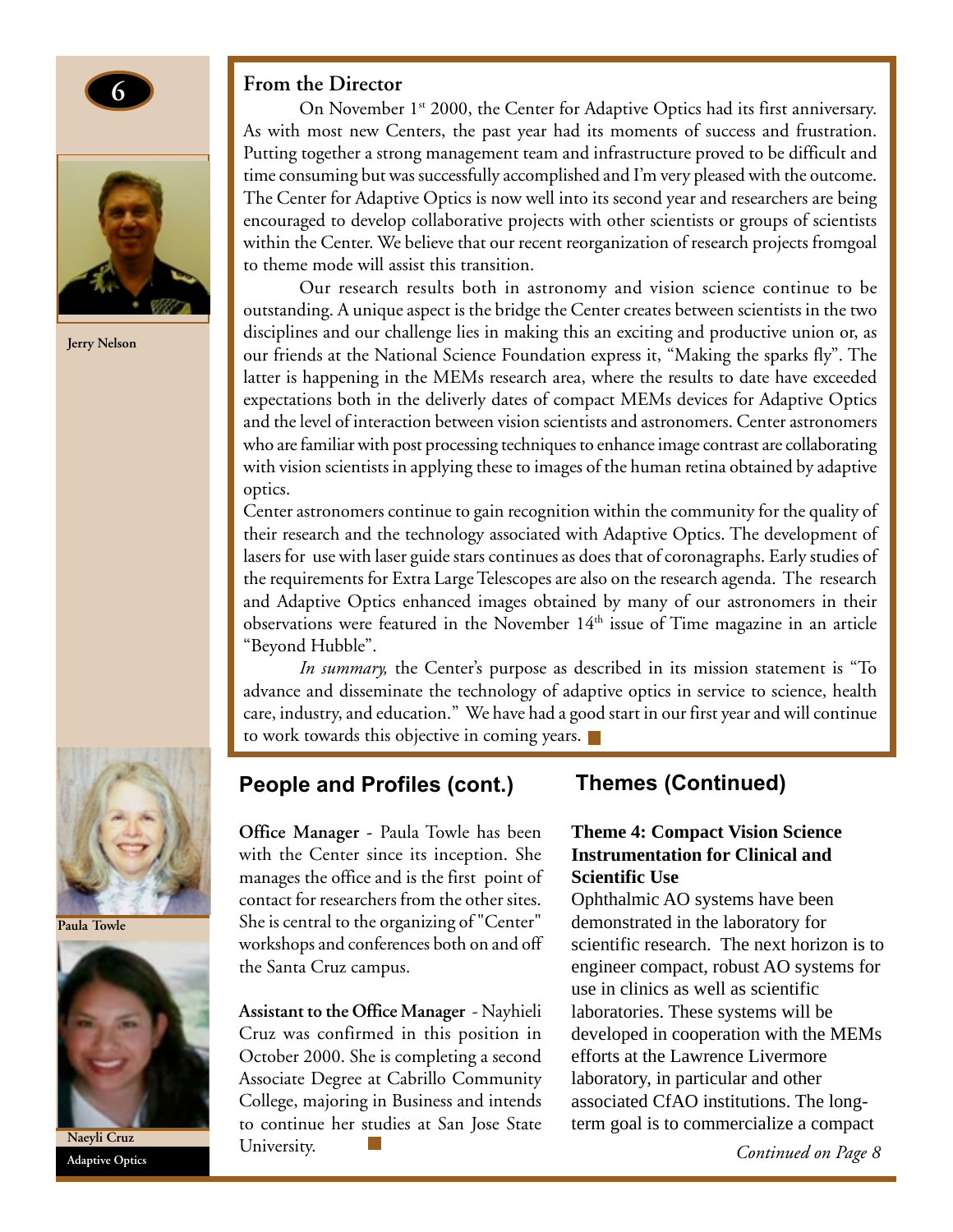Jerry Nelson

## From the Director

On November 1st 2000, the Center for Adaptive Optics had its first anniversary. As with most new Centers, the past year had its moments of success and frustration. Putting together a strong management team and infrastructure proved to be difficult and time consuming but was successfully accomplished and I'm very pleased with the outcome. The Center for Adaptive Optics is now well into its second year and researchers are being encouraged to develop collaborative projects with other scientists or groups of scientists within the Center. We believe that our recent reorganization of research projects fromgoal to theme mode will assist this transition.

Our research results both in astronomy and vision science continue to be outstanding. A unique aspect is the bridge the Center creates between scientists in the two disciplines and our challenge lies in making this an exciting and productive union or, as our friends at the National Science Foundation express it, "Making the sparks fly". The latter is happening in the MEMs research area, where the results to date have exceeded expectations both in the deliverly dates of compact MEMs devices for Adaptive Optics and the level of interaction between vision scientists and astronomers. Center astronomers who are familiar with post processing techniques to enhance image contrast are collaborating with vision scientists in applying these to images of the human retina obtained by adaptive optics.

Center astronomers continue to gain recognition within the community for the quality of their research and the technology associated with Adaptive Optics. The development of lasers for use with laser guide stars continues as does that of coronagraphs. Early studies of the requirements for Extra Large Telescopes are also on the research agenda. The research and Adaptive Optics enhanced images obtained by many of our astronomers in their observations were featured in the November 14th issue of Time magazine in an article "Beyond Hubble".

*In summary,* the Center's purpose as described in its mission statement is "To advance and disseminate the technology of adaptive optics in service to science, health care, industry, and education." We have had a good start in our first year and will continue to work towards this objective in coming years. ■

## People and Profiles (cont.)

Paula Towle

**Office Manager** - Paula Towle has been with the Center since its inception. She manages the office and is the first point of contact for researchers from the other sites. She is central to the organizing of "Center" workshops and conferences both on and off the Santa Cruz campus.

Naeyli Cruz

**Assistant to the Office Manager** - Nayhieli Cruz was confirmed in this position in October 2000. She is completing a second Associate Degree at Cabrillo Community College, majoring in Business and intends to continue her studies at San Jose State University. ■

## Themes (Continued)

### Theme 4: Compact Vision Science Instrumentation for Clinical and Scientific Use

Ophthalmic AO systems have been demonstrated in the laboratory for scientific research. The next horizon is to engineer compact, robust AO systems for use in clinics as well as scientific laboratories. These systems will be developed in cooperation with the MEMs efforts at the Lawrence Livermore laboratory, in particular and other associated CfAO institutions. The long-term goal is to commercialize a compact

*Continued on Page 8*

Adaptive Optics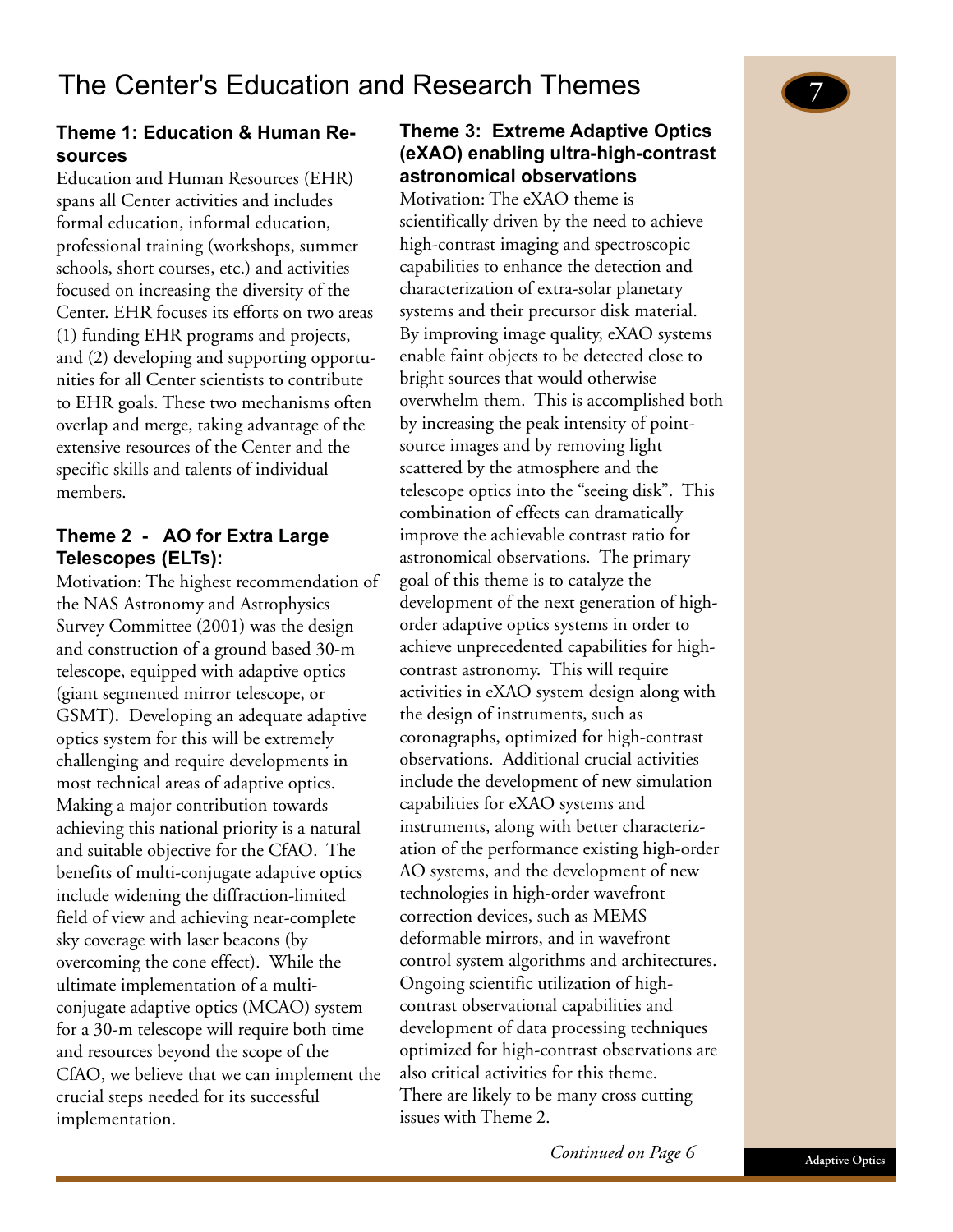# The Center's Education and Research Themes

### Theme 1: Education & Human Resources

Education and Human Resources (EHR) spans all Center activities and includes formal education, informal education, professional training (workshops, summer schools, short courses, etc.) and activities focused on increasing the diversity of the Center. EHR focuses its efforts on two areas (1) funding EHR programs and projects, and (2) developing and supporting opportunities for all Center scientists to contribute to EHR goals. These two mechanisms often overlap and merge, taking advantage of the extensive resources of the Center and the specific skills and talents of individual members.

### Theme 2 - AO for Extra Large Telescopes (ELTs):

Motivation: The highest recommendation of the NAS Astronomy and Astrophysics Survey Committee (2001) was the design and construction of a ground based 30-m telescope, equipped with adaptive optics (giant segmented mirror telescope, or GSMT). Developing an adequate adaptive optics system for this will be extremely challenging and require developments in most technical areas of adaptive optics. Making a major contribution towards achieving this national priority is a natural and suitable objective for the CfAO. The benefits of multi-conjugate adaptive optics include widening the diffraction-limited field of view and achieving near-complete sky coverage with laser beacons (by overcoming the cone effect). While the ultimate implementation of a multi-conjugate adaptive optics (MCAO) system for a 30-m telescope will require both time and resources beyond the scope of the CfAO, we believe that we can implement the crucial steps needed for its successful implementation.

### Theme 3: Extreme Adaptive Optics (eXAO) enabling ultra-high-contrast astronomical observations

Motivation: The eXAO theme is scientifically driven by the need to achieve high-contrast imaging and spectroscopic capabilities to enhance the detection and characterization of extra-solar planetary systems and their precursor disk material. By improving image quality, eXAO systems enable faint objects to be detected close to bright sources that would otherwise overwhelm them. This is accomplished both by increasing the peak intensity of point-source images and by removing light scattered by the atmosphere and the telescope optics into the "seeing disk". This combination of effects can dramatically improve the achievable contrast ratio for astronomical observations. The primary goal of this theme is to catalyze the development of the next generation of high-order adaptive optics systems in order to achieve unprecedented capabilities for high-contrast astronomy. This will require activities in eXAO system design along with the design of instruments, such as coronagraphs, optimized for high-contrast observations. Additional crucial activities include the development of new simulation capabilities for eXAO systems and instruments, along with better characterization of the performance existing high-order AO systems, and the development of new technologies in high-order wavefront correction devices, such as MEMS deformable mirrors, and in wavefront control system algorithms and architectures. Ongoing scientific utilization of high-contrast observational capabilities and development of data processing techniques optimized for high-contrast observations are also critical activities for this theme. There are likely to be many cross cutting issues with Theme 2.

*Continued on Page 6*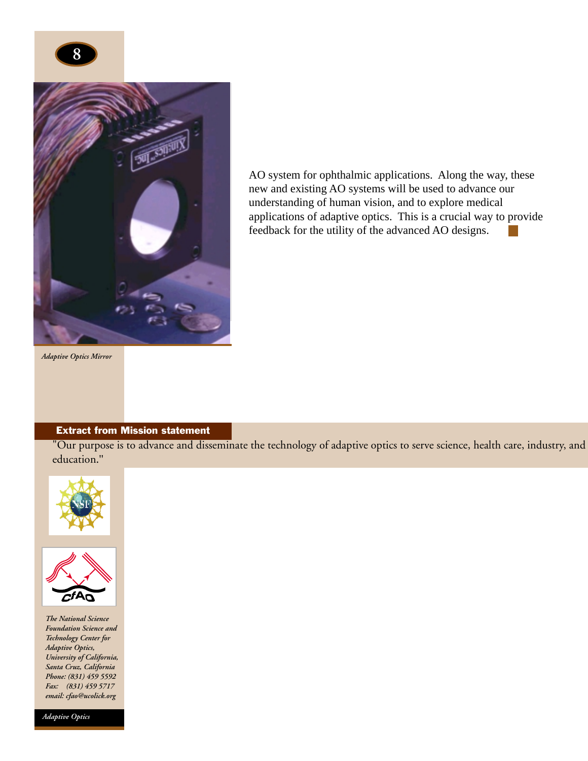AO system for ophthalmic applications. Along the way, these new and existing AO systems will be used to advance our understanding of human vision, and to explore medical applications of adaptive optics. This is a crucial way to provide feedback for the utility of the advanced AO designs.

*Adaptive Optics Mirror*

**Extract from Mission statement**

"Our purpose is to advance and disseminate the technology of adaptive optics to serve science, health care, industry, and education."

*The National Science Foundation Science and Technology Center for Adaptive Optics, University of California, Santa Cruz, California*
*Phone: (831) 459 5592*
*Fax: (831) 459 5717*
*email: cfao@ucolick.org*